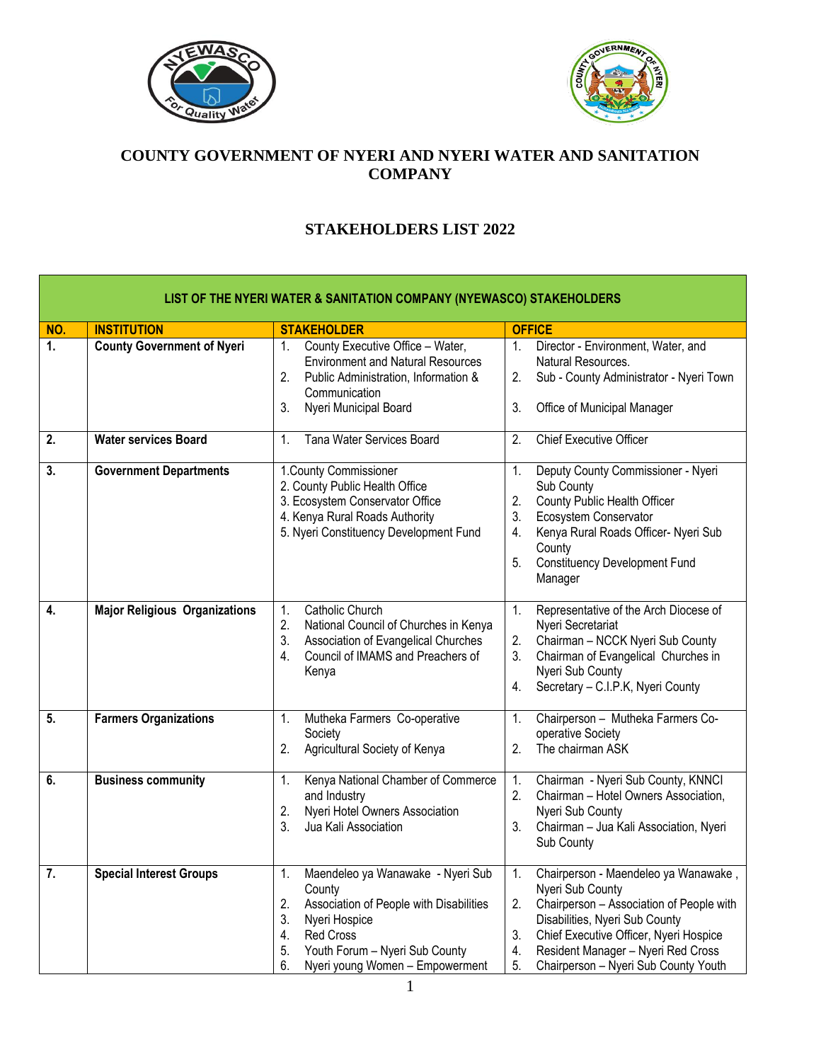# COUNTY GOVERNMENT OF NYERI AND NYERI WATER AND SANITATION COMPANY

## STAKEHOLDERS LIST 2022

| LIST OF THE NYERI WATER & SANITATION COMPANY (NYEWASCO) STAKEHOLDERS | | | |
|---|---|---|---|
| **NO.** | **INSTITUTION** | **STAKEHOLDER** | **OFFICE** |
| **1.** | **County Government of Nyeri** | 1. County Executive Office – Water, Environment and Natural Resources<br>2. Public Administration, Information & Communication<br>3. Nyeri Municipal Board | 1. Director - Environment, Water, and Natural Resources.<br>2. Sub - County Administrator - Nyeri Town<br>3. Office of Municipal Manager |
| **2.** | **Water services Board** | 1. Tana Water Services Board | 2. Chief Executive Officer |
| **3.** | **Government Departments** | 1.County Commissioner<br>2. County Public Health Office<br>3. Ecosystem Conservator Office<br>4. Kenya Rural Roads Authority<br>5. Nyeri Constituency Development Fund | 1. Deputy County Commissioner - Nyeri Sub County<br>2. County Public Health Officer<br>3. Ecosystem Conservator<br>4. Kenya Rural Roads Officer- Nyeri Sub County<br>5. Constituency Development Fund Manager |
| **4.** | **Major Religious Organizations** | 1. Catholic Church<br>2. National Council of Churches in Kenya<br>3. Association of Evangelical Churches<br>4. Council of IMAMS and Preachers of Kenya | 1. Representative of the Arch Diocese of Nyeri Secretariat<br>2. Chairman – NCCK Nyeri Sub County<br>3. Chairman of Evangelical Churches in Nyeri Sub County<br>4. Secretary – C.I.P.K, Nyeri County |
| **5.** | **Farmers Organizations** | 1. Mutheka Farmers Co-operative Society<br>2. Agricultural Society of Kenya | 1. Chairperson – Mutheka Farmers Co-operative Society<br>2. The chairman ASK |
| **6.** | **Business community** | 1. Kenya National Chamber of Commerce and Industry<br>2. Nyeri Hotel Owners Association<br>3. Jua Kali Association | 1. Chairman - Nyeri Sub County, KNNCI<br>2. Chairman – Hotel Owners Association, Nyeri Sub County<br>3. Chairman – Jua Kali Association, Nyeri Sub County |
| **7.** | **Special Interest Groups** | 1. Maendeleo ya Wanawake - Nyeri Sub County<br>2. Association of People with Disabilities<br>3. Nyeri Hospice<br>4. Red Cross<br>5. Youth Forum – Nyeri Sub County<br>6. Nyeri young Women – Empowerment | 1. Chairperson - Maendeleo ya Wanawake , Nyeri Sub County<br>2. Chairperson – Association of People with Disabilities, Nyeri Sub County<br>3. Chief Executive Officer, Nyeri Hospice<br>4. Resident Manager – Nyeri Red Cross<br>5. Chairperson – Nyeri Sub County Youth |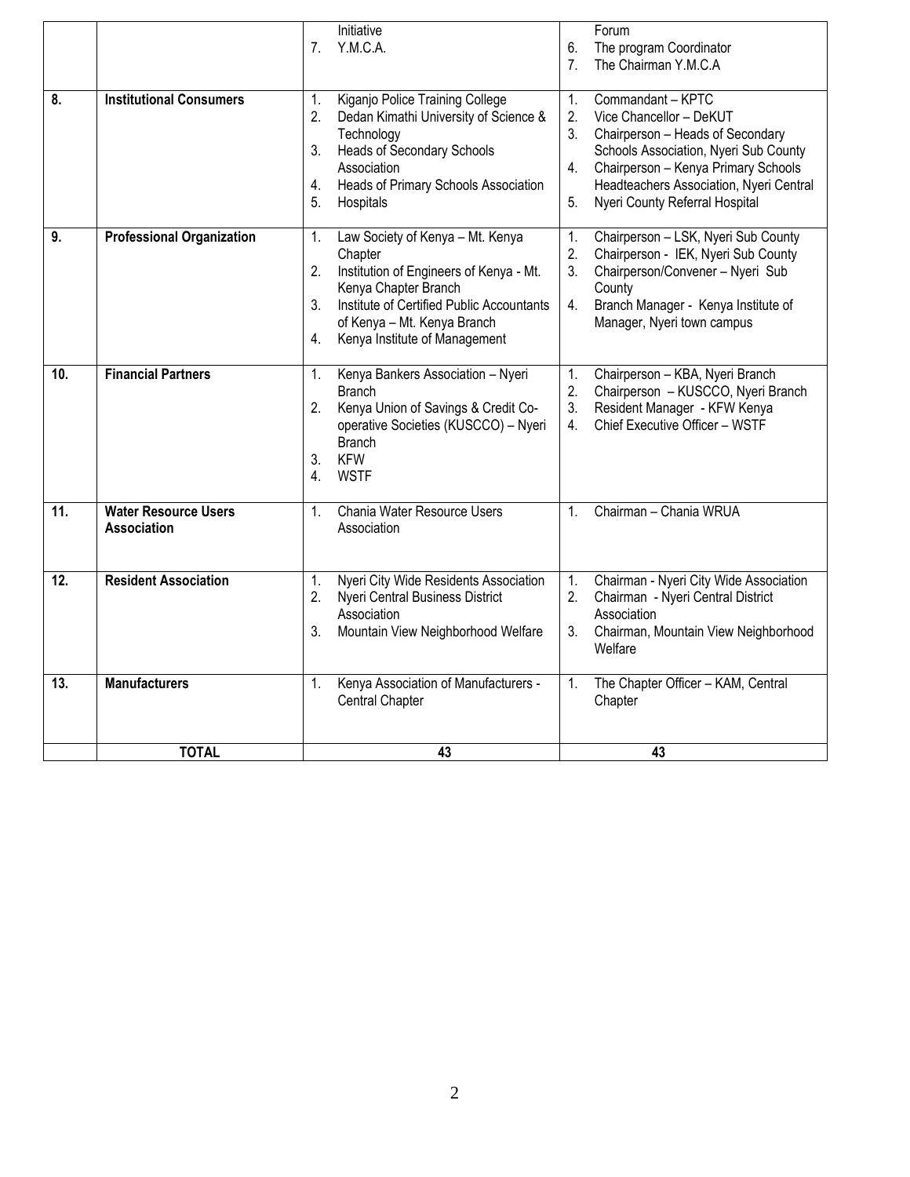| | | | |
|---|---|---|---|
| | | Initiative<br>7. Y.M.C.A. | Forum<br>6. The program Coordinator<br>7. The Chairman Y.M.C.A |
| **8.** | **Institutional Consumers** | 1. Kiganjo Police Training College<br>2. Dedan Kimathi University of Science & Technology<br>3. Heads of Secondary Schools Association<br>4. Heads of Primary Schools Association<br>5. Hospitals | 1. Commandant – KPTC<br>2. Vice Chancellor – DeKUT<br>3. Chairperson – Heads of Secondary Schools Association, Nyeri Sub County<br>4. Chairperson – Kenya Primary Schools Headteachers Association, Nyeri Central<br>5. Nyeri County Referral Hospital |
| **9.** | **Professional Organization** | 1. Law Society of Kenya – Mt. Kenya Chapter<br>2. Institution of Engineers of Kenya - Mt. Kenya Chapter Branch<br>3. Institute of Certified Public Accountants of Kenya – Mt. Kenya Branch<br>4. Kenya Institute of Management | 1. Chairperson – LSK, Nyeri Sub County<br>2. Chairperson - IEK, Nyeri Sub County<br>3. Chairperson/Convener – Nyeri Sub County<br>4. Branch Manager - Kenya Institute of Manager, Nyeri town campus |
| **10.** | **Financial Partners** | 1. Kenya Bankers Association – Nyeri Branch<br>2. Kenya Union of Savings & Credit Co-operative Societies (KUSCCO) – Nyeri Branch<br>3. KFW<br>4. WSTF | 1. Chairperson – KBA, Nyeri Branch<br>2. Chairperson – KUSCCO, Nyeri Branch<br>3. Resident Manager - KFW Kenya<br>4. Chief Executive Officer – WSTF |
| **11.** | **Water Resource Users Association** | 1. Chania Water Resource Users Association | 1. Chairman – Chania WRUA |
| **12.** | **Resident Association** | 1. Nyeri City Wide Residents Association<br>2. Nyeri Central Business District Association<br>3. Mountain View Neighborhood Welfare | 1. Chairman - Nyeri City Wide Association<br>2. Chairman - Nyeri Central District Association<br>3. Chairman, Mountain View Neighborhood Welfare |
| **13.** | **Manufacturers** | 1. Kenya Association of Manufacturers - Central Chapter | 1. The Chapter Officer – KAM, Central Chapter |
| | **TOTAL** | **43** | **43** |